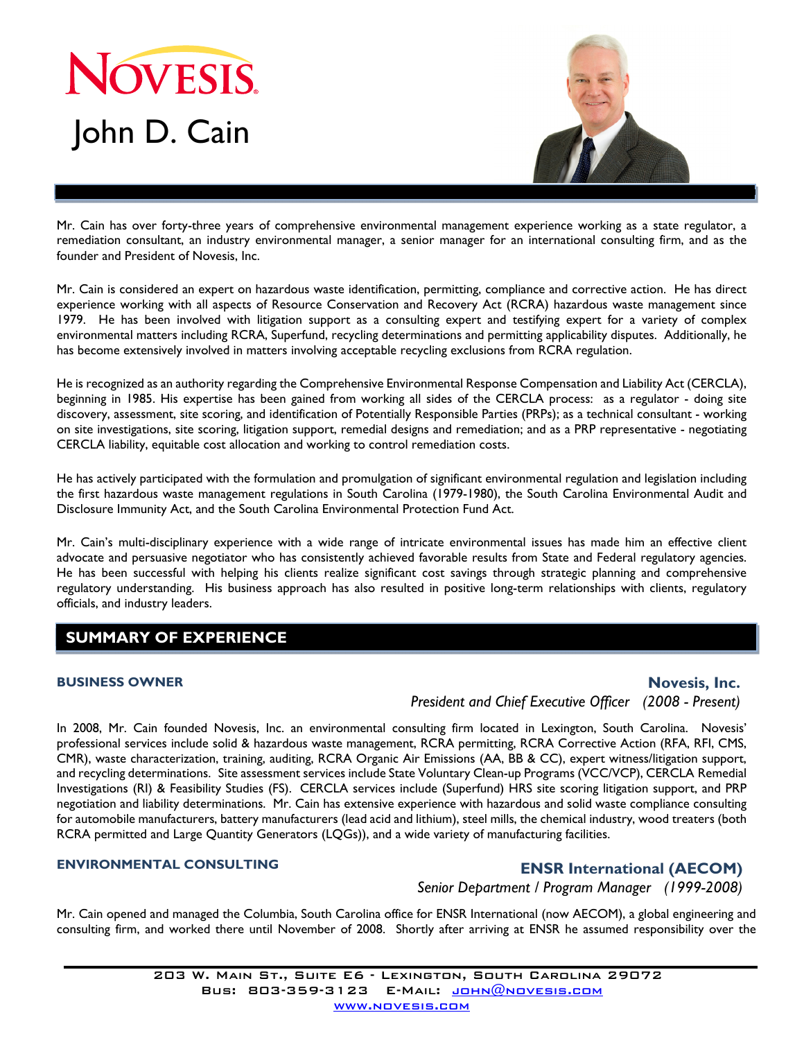# NOVESIS

# John D. Cain

Mr. Cain has over forty-three years of comprehensive environmental management experience working as a state regulator, a remediation consultant, an industry environmental manager, a senior manager for an international consulting firm, and as the founder and President of Novesis, Inc.

Mr. Cain is considered an expert on hazardous waste identification, permitting, compliance and corrective action. He has direct experience working with all aspects of Resource Conservation and Recovery Act (RCRA) hazardous waste management since 1979. He has been involved with litigation support as a consulting expert and testifying expert for a variety of complex environmental matters including RCRA, Superfund, recycling determinations and permitting applicability disputes. Additionally, he has become extensively involved in matters involving acceptable recycling exclusions from RCRA regulation.

He is recognized as an authority regarding the Comprehensive Environmental Response Compensation and Liability Act (CERCLA), beginning in 1985. His expertise has been gained from working all sides of the CERCLA process: as a regulator - doing site discovery, assessment, site scoring, and identification of Potentially Responsible Parties (PRPs); as a technical consultant - working on site investigations, site scoring, litigation support, remedial designs and remediation; and as a PRP representative - negotiating CERCLA liability, equitable cost allocation and working to control remediation costs.

He has actively participated with the formulation and promulgation of significant environmental regulation and legislation including the first hazardous waste management regulations in South Carolina (1979-1980), the South Carolina Environmental Audit and Disclosure Immunity Act, and the South Carolina Environmental Protection Fund Act.

Mr. Cain's multi-disciplinary experience with a wide range of intricate environmental issues has made him an effective client advocate and persuasive negotiator who has consistently achieved favorable results from State and Federal regulatory agencies. He has been successful with helping his clients realize significant cost savings through strategic planning and comprehensive regulatory understanding. His business approach has also resulted in positive long-term relationships with clients, regulatory officials, and industry leaders.

## SUMMARY OF EXPERIENCE

### BUSINESS OWNER

**Novesis, Inc.**
*President and Chief Executive Officer (2008 - Present)*

In 2008, Mr. Cain founded Novesis, Inc. an environmental consulting firm located in Lexington, South Carolina. Novesis' professional services include solid & hazardous waste management, RCRA permitting, RCRA Corrective Action (RFA, RFI, CMS, CMR), waste characterization, training, auditing, RCRA Organic Air Emissions (AA, BB & CC), expert witness/litigation support, and recycling determinations. Site assessment services include State Voluntary Clean-up Programs (VCC/VCP), CERCLA Remedial Investigations (RI) & Feasibility Studies (FS). CERCLA services include (Superfund) HRS site scoring litigation support, and PRP negotiation and liability determinations. Mr. Cain has extensive experience with hazardous and solid waste compliance consulting for automobile manufacturers, battery manufacturers (lead acid and lithium), steel mills, the chemical industry, wood treaters (both RCRA permitted and Large Quantity Generators (LQGs)), and a wide variety of manufacturing facilities.

### ENVIRONMENTAL CONSULTING

**ENSR International (AECOM)**
*Senior Department / Program Manager (1999-2008)*

Mr. Cain opened and managed the Columbia, South Carolina office for ENSR International (now AECOM), a global engineering and consulting firm, and worked there until November of 2008. Shortly after arriving at ENSR he assumed responsibility over the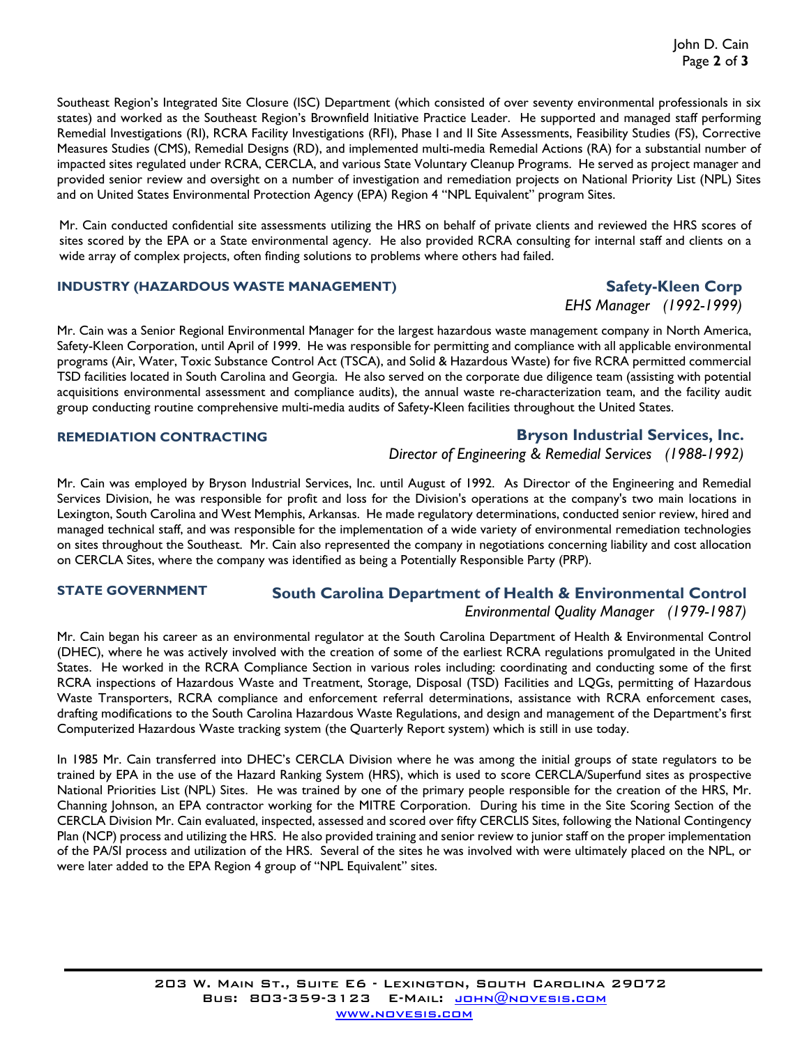Southeast Region's Integrated Site Closure (ISC) Department (which consisted of over seventy environmental professionals in six states) and worked as the Southeast Region's Brownfield Initiative Practice Leader. He supported and managed staff performing Remedial Investigations (RI), RCRA Facility Investigations (RFI), Phase I and II Site Assessments, Feasibility Studies (FS), Corrective Measures Studies (CMS), Remedial Designs (RD), and implemented multi-media Remedial Actions (RA) for a substantial number of impacted sites regulated under RCRA, CERCLA, and various State Voluntary Cleanup Programs. He served as project manager and provided senior review and oversight on a number of investigation and remediation projects on National Priority List (NPL) Sites and on United States Environmental Protection Agency (EPA) Region 4 "NPL Equivalent" program Sites.

Mr. Cain conducted confidential site assessments utilizing the HRS on behalf of private clients and reviewed the HRS scores of sites scored by the EPA or a State environmental agency. He also provided RCRA consulting for internal staff and clients on a wide array of complex projects, often finding solutions to problems where others had failed.

### INDUSTRY (HAZARDOUS WASTE MANAGEMENT) — Safety-Kleen Corp

*EHS Manager (1992-1999)*

Mr. Cain was a Senior Regional Environmental Manager for the largest hazardous waste management company in North America, Safety-Kleen Corporation, until April of 1999. He was responsible for permitting and compliance with all applicable environmental programs (Air, Water, Toxic Substance Control Act (TSCA), and Solid & Hazardous Waste) for five RCRA permitted commercial TSD facilities located in South Carolina and Georgia. He also served on the corporate due diligence team (assisting with potential acquisitions environmental assessment and compliance audits), the annual waste re-characterization team, and the facility audit group conducting routine comprehensive multi-media audits of Safety-Kleen facilities throughout the United States.

### REMEDIATION CONTRACTING — Bryson Industrial Services, Inc.

*Director of Engineering & Remedial Services (1988-1992)*

Mr. Cain was employed by Bryson Industrial Services, Inc. until August of 1992. As Director of the Engineering and Remedial Services Division, he was responsible for profit and loss for the Division's operations at the company's two main locations in Lexington, South Carolina and West Memphis, Arkansas. He made regulatory determinations, conducted senior review, hired and managed technical staff, and was responsible for the implementation of a wide variety of environmental remediation technologies on sites throughout the Southeast. Mr. Cain also represented the company in negotiations concerning liability and cost allocation on CERCLA Sites, where the company was identified as being a Potentially Responsible Party (PRP).

### STATE GOVERNMENT — South Carolina Department of Health & Environmental Control

*Environmental Quality Manager (1979-1987)*

Mr. Cain began his career as an environmental regulator at the South Carolina Department of Health & Environmental Control (DHEC), where he was actively involved with the creation of some of the earliest RCRA regulations promulgated in the United States. He worked in the RCRA Compliance Section in various roles including: coordinating and conducting some of the first RCRA inspections of Hazardous Waste and Treatment, Storage, Disposal (TSD) Facilities and LQGs, permitting of Hazardous Waste Transporters, RCRA compliance and enforcement referral determinations, assistance with RCRA enforcement cases, drafting modifications to the South Carolina Hazardous Waste Regulations, and design and management of the Department's first Computerized Hazardous Waste tracking system (the Quarterly Report system) which is still in use today.

In 1985 Mr. Cain transferred into DHEC's CERCLA Division where he was among the initial groups of state regulators to be trained by EPA in the use of the Hazard Ranking System (HRS), which is used to score CERCLA/Superfund sites as prospective National Priorities List (NPL) Sites. He was trained by one of the primary people responsible for the creation of the HRS, Mr. Channing Johnson, an EPA contractor working for the MITRE Corporation. During his time in the Site Scoring Section of the CERCLA Division Mr. Cain evaluated, inspected, assessed and scored over fifty CERCLIS Sites, following the National Contingency Plan (NCP) process and utilizing the HRS. He also provided training and senior review to junior staff on the proper implementation of the PA/SI process and utilization of the HRS. Several of the sites he was involved with were ultimately placed on the NPL, or were later added to the EPA Region 4 group of "NPL Equivalent" sites.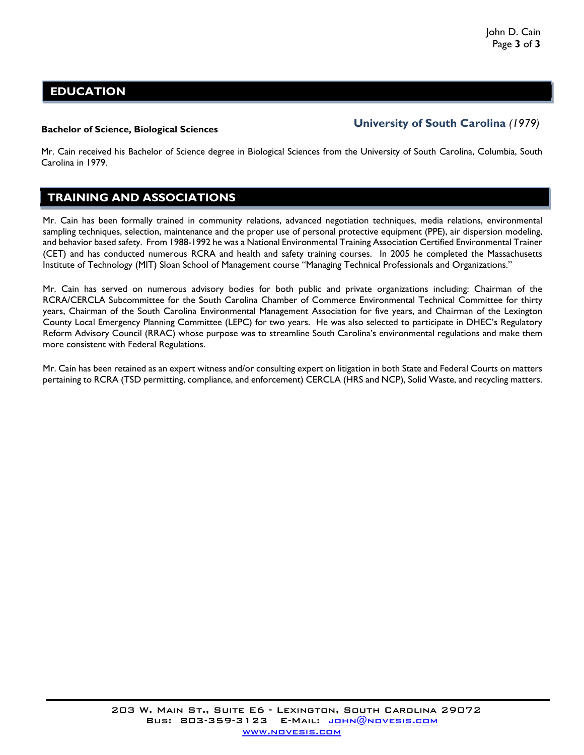## EDUCATION

**Bachelor of Science, Biological Sciences** — **University of South Carolina** *(1979)*

Mr. Cain received his Bachelor of Science degree in Biological Sciences from the University of South Carolina, Columbia, South Carolina in 1979.

## TRAINING AND ASSOCIATIONS

Mr. Cain has been formally trained in community relations, advanced negotiation techniques, media relations, environmental sampling techniques, selection, maintenance and the proper use of personal protective equipment (PPE), air dispersion modeling, and behavior based safety. From 1988-1992 he was a National Environmental Training Association Certified Environmental Trainer (CET) and has conducted numerous RCRA and health and safety training courses. In 2005 he completed the Massachusetts Institute of Technology (MIT) Sloan School of Management course "Managing Technical Professionals and Organizations."

Mr. Cain has served on numerous advisory bodies for both public and private organizations including: Chairman of the RCRA/CERCLA Subcommittee for the South Carolina Chamber of Commerce Environmental Technical Committee for thirty years, Chairman of the South Carolina Environmental Management Association for five years, and Chairman of the Lexington County Local Emergency Planning Committee (LEPC) for two years. He was also selected to participate in DHEC's Regulatory Reform Advisory Council (RRAC) whose purpose was to streamline South Carolina's environmental regulations and make them more consistent with Federal Regulations.

Mr. Cain has been retained as an expert witness and/or consulting expert on litigation in both State and Federal Courts on matters pertaining to RCRA (TSD permitting, compliance, and enforcement) CERCLA (HRS and NCP), Solid Waste, and recycling matters.